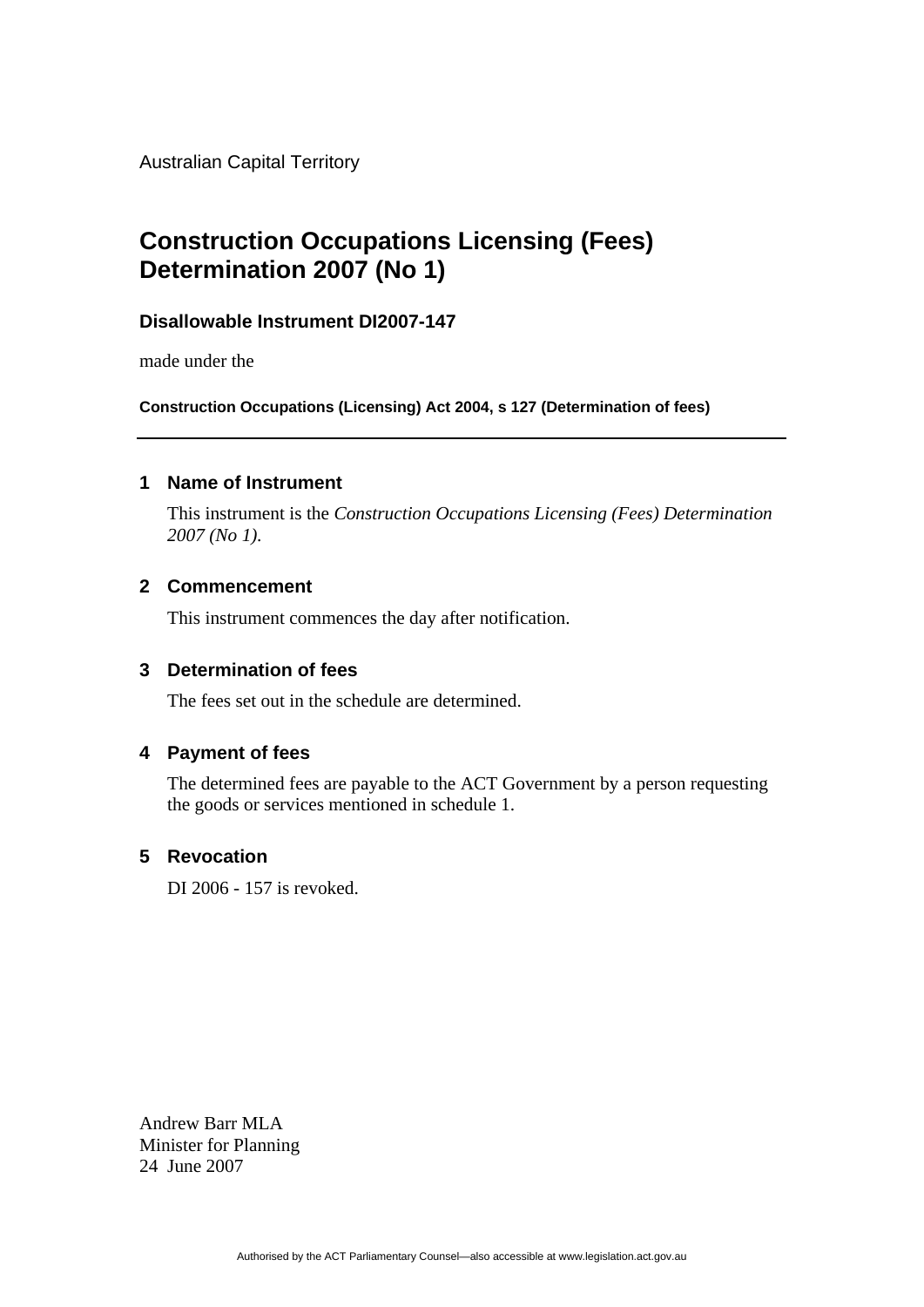Australian Capital Territory

# Construction Occupations Licensing (Fees) Determination 2007 (No 1)

### Disallowable Instrument DI2007-147

made under the

**Construction Occupations (Licensing) Act 2004, s 127 (Determination of fees)**

---

## 1 Name of Instrument

This instrument is the *Construction Occupations Licensing (Fees) Determination 2007 (No 1)*.

## 2 Commencement

This instrument commences the day after notification.

## 3 Determination of fees

The fees set out in the schedule are determined.

## 4 Payment of fees

The determined fees are payable to the ACT Government by a person requesting the goods or services mentioned in schedule 1.

## 5 Revocation

DI 2006 - 157 is revoked.

Andrew Barr MLA
Minister for Planning
24 June 2007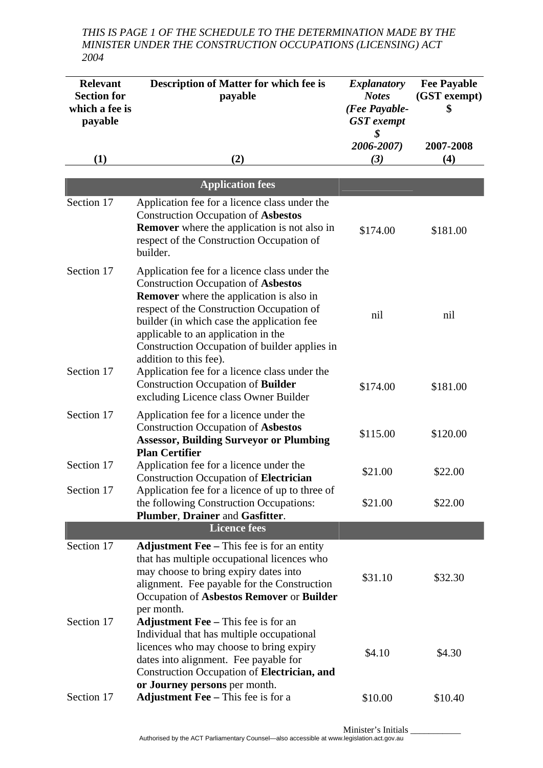*THIS IS PAGE 1 OF THE SCHEDULE TO THE DETERMINATION MADE BY THE MINISTER UNDER THE CONSTRUCTION OCCUPATIONS (LICENSING) ACT 2004*

| Relevant Section for which a fee is payable<br>(1) | Description of Matter for which fee is payable<br>(2) | *Explanatory Notes (Fee Payable- GST exempt $ 2006-2007)*<br>*(3)* | Fee Payable (GST exempt) $ 2007-2008<br>(4) |
|---|---|---|---|
| | **Application fees** | | |
| Section 17 | Application fee for a licence class under the Construction Occupation of **Asbestos Remover** where the application is not also in respect of the Construction Occupation of builder. | $174.00 | $181.00 |
| Section 17 | Application fee for a licence class under the Construction Occupation of **Asbestos Remover** where the application is also in respect of the Construction Occupation of builder (in which case the application fee applicable to an application in the Construction Occupation of builder applies in addition to this fee). | nil | nil |
| Section 17 | Application fee for a licence class under the Construction Occupation of **Builder** excluding Licence class Owner Builder | $174.00 | $181.00 |
| Section 17 | Application fee for a licence under the Construction Occupation of **Asbestos Assessor, Building Surveyor or Plumbing Plan Certifier** | $115.00 | $120.00 |
| Section 17 | Application fee for a licence under the Construction Occupation of **Electrician** | $21.00 | $22.00 |
| Section 17 | Application fee for a licence of up to three of the following Construction Occupations: **Plumber**, **Drainer** and **Gasfitter**. | $21.00 | $22.00 |
| | **Licence fees** | | |
| Section 17 | **Adjustment Fee –** This fee is for an entity that has multiple occupational licences who may choose to bring expiry dates into alignment. Fee payable for the Construction Occupation of **Asbestos Remover** or **Builder** per month. | $31.10 | $32.30 |
| Section 17 | **Adjustment Fee –** This fee is for an Individual that has multiple occupational licences who may choose to bring expiry dates into alignment. Fee payable for Construction Occupation of **Electrician, and or Journey persons** per month. | $4.10 | $4.30 |
| Section 17 | **Adjustment Fee –** This fee is for a | $10.00 | $10.40 |

Minister's Initials ___________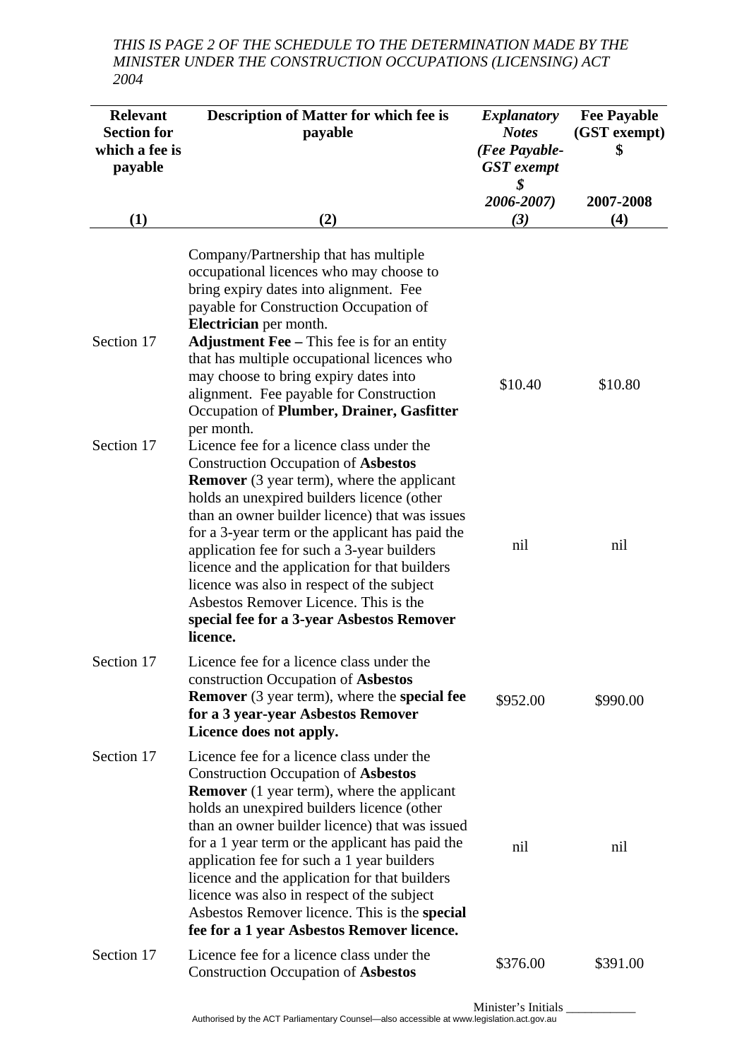*THIS IS PAGE 2 OF THE SCHEDULE TO THE DETERMINATION MADE BY THE MINISTER UNDER THE CONSTRUCTION OCCUPATIONS (LICENSING) ACT 2004*

| Relevant Section for which a fee is payable (1) | Description of Matter for which fee is payable (2) | *Explanatory Notes (Fee Payable- GST exempt $ 2006-2007) (3)* | Fee Payable (GST exempt) $ 2007-2008 (4) |
|---|---|---|---|
| Section 17 | Company/Partnership that has multiple occupational licences who may choose to bring expiry dates into alignment. Fee payable for Construction Occupation of **Electrician** per month. **Adjustment Fee –** This fee is for an entity that has multiple occupational licences who may choose to bring expiry dates into alignment. Fee payable for Construction Occupation of **Plumber, Drainer, Gasfitter** per month. | $10.40 | $10.80 |
| Section 17 | Licence fee for a licence class under the Construction Occupation of **Asbestos Remover** (3 year term), where the applicant holds an unexpired builders licence (other than an owner builder licence) that was issues for a 3-year term or the applicant has paid the application fee for such a 3-year builders licence and the application for that builders licence was also in respect of the subject Asbestos Remover Licence. This is the **special fee for a 3-year Asbestos Remover licence.** | nil | nil |
| Section 17 | Licence fee for a licence class under the construction Occupation of **Asbestos Remover** (3 year term), where the **special fee for a 3 year-year Asbestos Remover Licence does not apply.** | $952.00 | $990.00 |
| Section 17 | Licence fee for a licence class under the Construction Occupation of **Asbestos Remover** (1 year term), where the applicant holds an unexpired builders licence (other than an owner builder licence) that was issued for a 1 year term or the applicant has paid the application fee for such a 1 year builders licence and the application for that builders licence was also in respect of the subject Asbestos Remover licence. This is the **special fee for a 1 year Asbestos Remover licence.** | nil | nil |
| Section 17 | Licence fee for a licence class under the Construction Occupation of **Asbestos** | $376.00 | $391.00 |

Minister's Initials ___________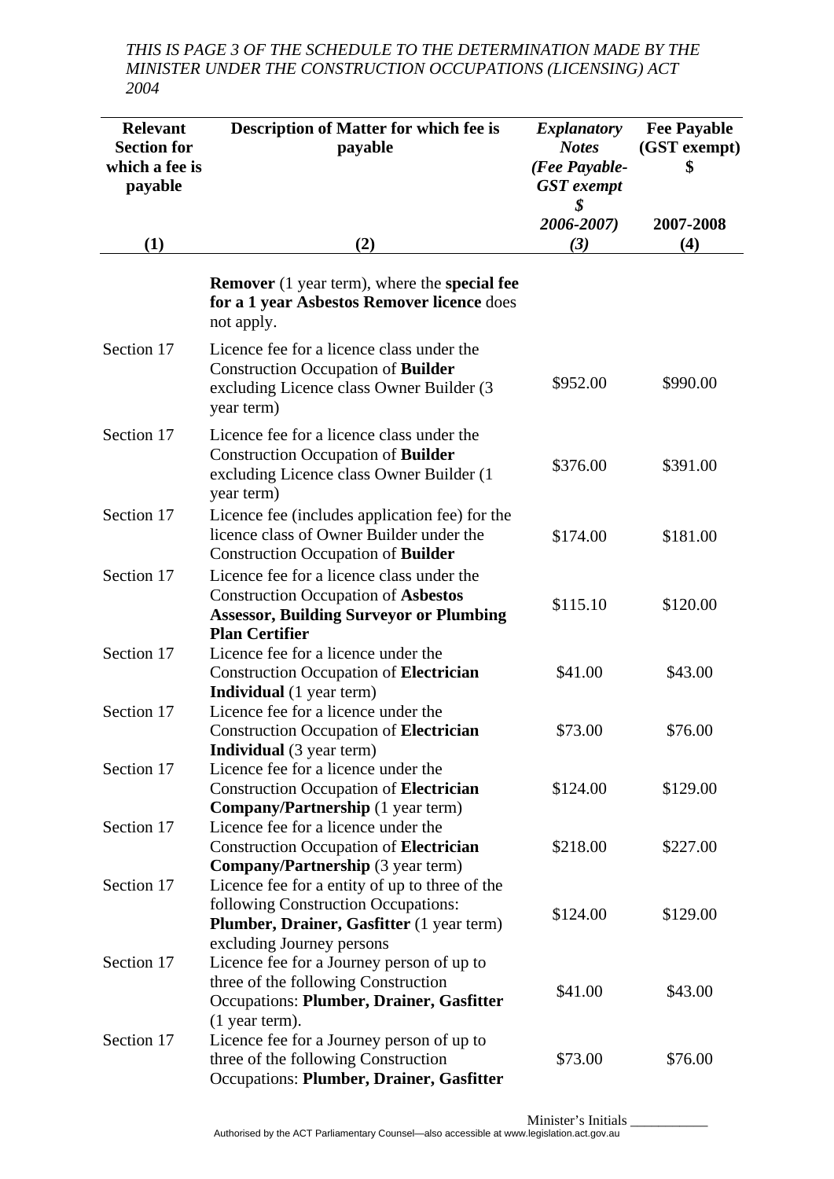*THIS IS PAGE 3 OF THE SCHEDULE TO THE DETERMINATION MADE BY THE MINISTER UNDER THE CONSTRUCTION OCCUPATIONS (LICENSING) ACT 2004*

| Relevant Section for which a fee is payable<br>(1) | Description of Matter for which fee is payable<br>(2) | *Explanatory Notes (Fee Payable-GST exempt $ 2006-2007)*<br>*(3)* | Fee Payable (GST exempt) $ 2007-2008<br>(4) |
|---|---|---|---|
| | **Remover** (1 year term), where the **special fee for a 1 year Asbestos Remover licence** does not apply. | | |
| Section 17 | Licence fee for a licence class under the Construction Occupation of **Builder** excluding Licence class Owner Builder (3 year term) | $952.00 | $990.00 |
| Section 17 | Licence fee for a licence class under the Construction Occupation of **Builder** excluding Licence class Owner Builder (1 year term) | $376.00 | $391.00 |
| Section 17 | Licence fee (includes application fee) for the licence class of Owner Builder under the Construction Occupation of **Builder** | $174.00 | $181.00 |
| Section 17 | Licence fee for a licence class under the Construction Occupation of **Asbestos Assessor, Building Surveyor or Plumbing Plan Certifier** | $115.10 | $120.00 |
| Section 17 | Licence fee for a licence under the Construction Occupation of **Electrician Individual** (1 year term) | $41.00 | $43.00 |
| Section 17 | Licence fee for a licence under the Construction Occupation of **Electrician Individual** (3 year term) | $73.00 | $76.00 |
| Section 17 | Licence fee for a licence under the Construction Occupation of **Electrician Company/Partnership** (1 year term) | $124.00 | $129.00 |
| Section 17 | Licence fee for a licence under the Construction Occupation of **Electrician Company/Partnership** (3 year term) | $218.00 | $227.00 |
| Section 17 | Licence fee for a entity of up to three of the following Construction Occupations: **Plumber, Drainer, Gasfitter** (1 year term) excluding Journey persons | $124.00 | $129.00 |
| Section 17 | Licence fee for a Journey person of up to three of the following Construction Occupations: **Plumber, Drainer, Gasfitter** (1 year term). | $41.00 | $43.00 |
| Section 17 | Licence fee for a Journey person of up to three of the following Construction Occupations: **Plumber, Drainer, Gasfitter** | $73.00 | $76.00 |

Minister's Initials ___________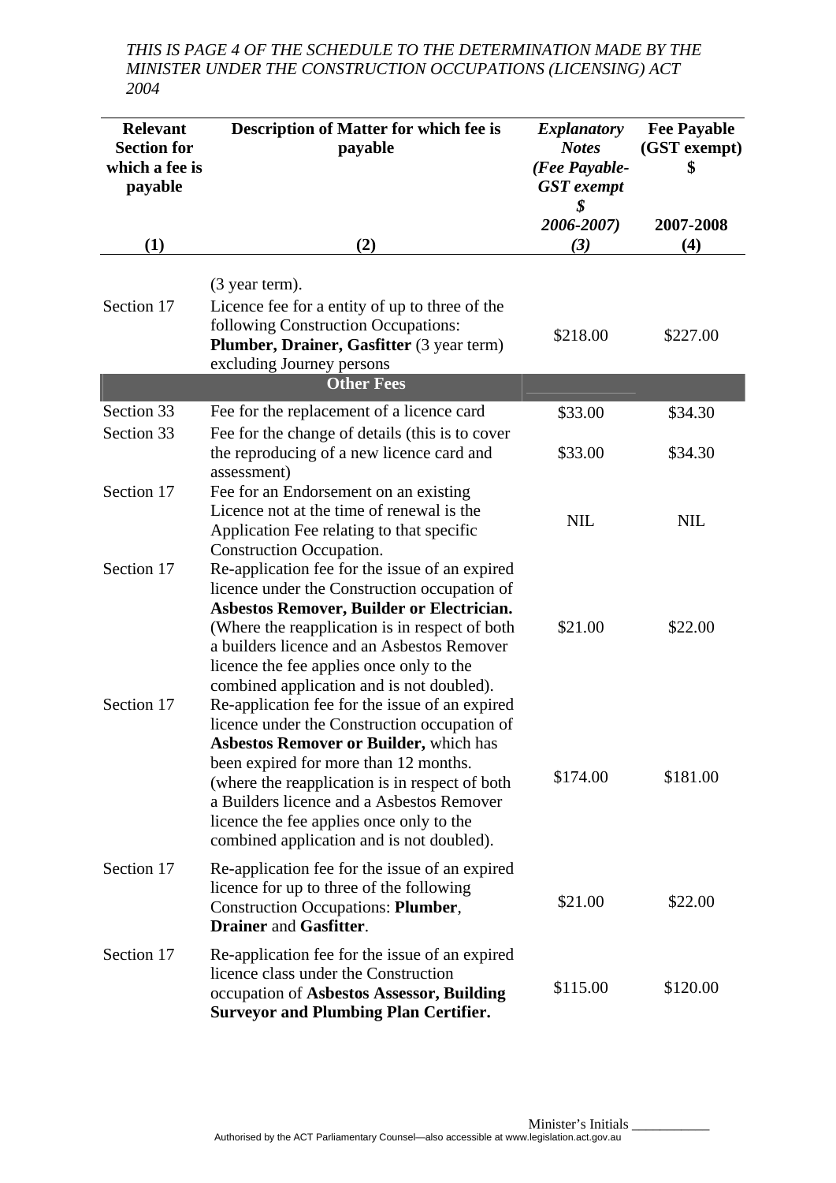*THIS IS PAGE 4 OF THE SCHEDULE TO THE DETERMINATION MADE BY THE MINISTER UNDER THE CONSTRUCTION OCCUPATIONS (LICENSING) ACT 2004*

| **Relevant Section for which a fee is payable** | **Description of Matter for which fee is payable** | ***Explanatory Notes (Fee Payable- GST exempt $ 2006-2007)*** | **Fee Payable (GST exempt) $ 2007-2008** |
|---|---|---|---|
| **(1)** | **(2)** | ***(3)*** | **(4)** |
| | (3 year term). | | |
| Section 17 | Licence fee for a entity of up to three of the following Construction Occupations: **Plumber, Drainer, Gasfitter** (3 year term) excluding Journey persons | $218.00 | $227.00 |
| | **Other Fees** | | |
| Section 33 | Fee for the replacement of a licence card | $33.00 | $34.30 |
| Section 33 | Fee for the change of details (this is to cover the reproducing of a new licence card and assessment) | $33.00 | $34.30 |
| Section 17 | Fee for an Endorsement on an existing Licence not at the time of renewal is the Application Fee relating to that specific Construction Occupation. | NIL | NIL |
| Section 17 | Re-application fee for the issue of an expired licence under the Construction occupation of **Asbestos Remover, Builder or Electrician.** (Where the reapplication is in respect of both a builders licence and an Asbestos Remover licence the fee applies once only to the combined application and is not doubled). | $21.00 | $22.00 |
| Section 17 | Re-application fee for the issue of an expired licence under the Construction occupation of **Asbestos Remover or Builder,** which has been expired for more than 12 months. (where the reapplication is in respect of both a Builders licence and a Asbestos Remover licence the fee applies once only to the combined application and is not doubled). | $174.00 | $181.00 |
| Section 17 | Re-application fee for the issue of an expired licence for up to three of the following Construction Occupations: **Plumber**, **Drainer** and **Gasfitter**. | $21.00 | $22.00 |
| Section 17 | Re-application fee for the issue of an expired licence class under the Construction occupation of **Asbestos Assessor, Building Surveyor and Plumbing Plan Certifier.** | $115.00 | $120.00 |

Minister's Initials ___________